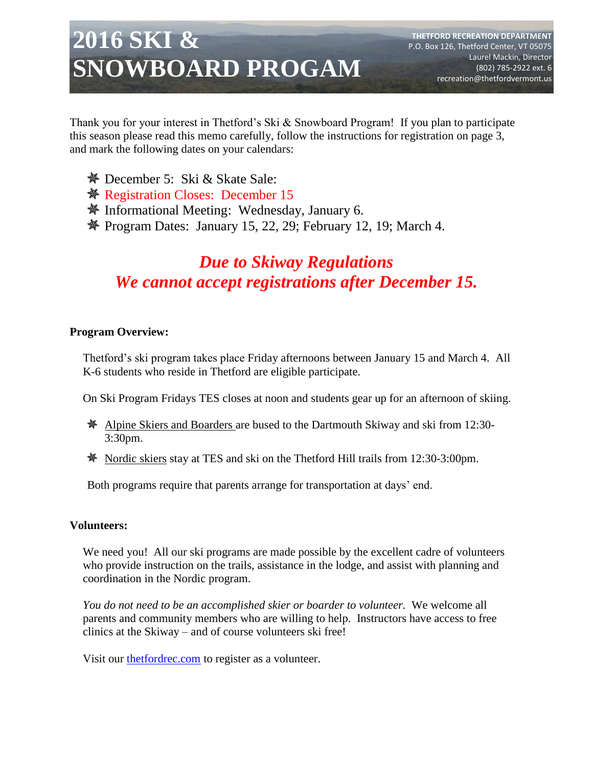# 2016 SKI & SNOWBOARD PROGAM

**THETFORD RECREATION DEPARTMENT**
P.O. Box 126, Thetford Center, VT 05075
Laurel Mackin, Director
(802) 785-2922 ext. 6
recreation@thetfordvermont.us

Thank you for your interest in Thetford's Ski & Snowboard Program! If you plan to participate this season please read this memo carefully, follow the instructions for registration on page 3, and mark the following dates on your calendars:

- December 5: Ski & Skate Sale:
- Registration Closes: December 15
- Informational Meeting: Wednesday, January 6.
- Program Dates: January 15, 22, 29; February 12, 19; March 4.

***Due to Skiway Regulations***
***We cannot accept registrations after December 15.***

**Program Overview:**

Thetford's ski program takes place Friday afternoons between January 15 and March 4. All K-6 students who reside in Thetford are eligible participate.

On Ski Program Fridays TES closes at noon and students gear up for an afternoon of skiing.

- Alpine Skiers and Boarders are bused to the Dartmouth Skiway and ski from 12:30-3:30pm.
- Nordic skiers stay at TES and ski on the Thetford Hill trails from 12:30-3:00pm.

Both programs require that parents arrange for transportation at days' end.

**Volunteers:**

We need you! All our ski programs are made possible by the excellent cadre of volunteers who provide instruction on the trails, assistance in the lodge, and assist with planning and coordination in the Nordic program.

*You do not need to be an accomplished skier or boarder to volunteer.* We welcome all parents and community members who are willing to help. Instructors have access to free clinics at the Skiway – and of course volunteers ski free!

Visit our thetfordrec.com to register as a volunteer.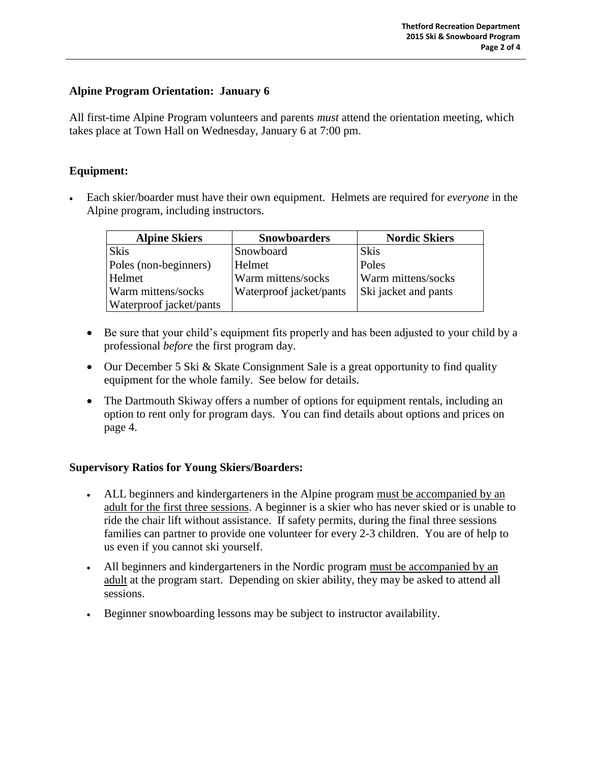## Alpine Program Orientation: January 6

All first-time Alpine Program volunteers and parents *must* attend the orientation meeting, which takes place at Town Hall on Wednesday, January 6 at 7:00 pm.

## Equipment:

- Each skier/boarder must have their own equipment. Helmets are required for *everyone* in the Alpine program, including instructors.

| Alpine Skiers | Snowboarders | Nordic Skiers |
|---|---|---|
| Skis | Snowboard | Skis |
| Poles (non-beginners) | Helmet | Poles |
| Helmet | Warm mittens/socks | Warm mittens/socks |
| Warm mittens/socks | Waterproof jacket/pants | Ski jacket and pants |
| Waterproof jacket/pants | | |

- Be sure that your child's equipment fits properly and has been adjusted to your child by a professional *before* the first program day.
- Our December 5 Ski & Skate Consignment Sale is a great opportunity to find quality equipment for the whole family. See below for details.
- The Dartmouth Skiway offers a number of options for equipment rentals, including an option to rent only for program days. You can find details about options and prices on page 4.

## Supervisory Ratios for Young Skiers/Boarders:

- ALL beginners and kindergarteners in the Alpine program <u>must be accompanied by an adult for the first three sessions</u>. A beginner is a skier who has never skied or is unable to ride the chair lift without assistance. If safety permits, during the final three sessions families can partner to provide one volunteer for every 2-3 children. You are of help to us even if you cannot ski yourself.
- All beginners and kindergarteners in the Nordic program <u>must be accompanied by an adult</u> at the program start. Depending on skier ability, they may be asked to attend all sessions.
- Beginner snowboarding lessons may be subject to instructor availability.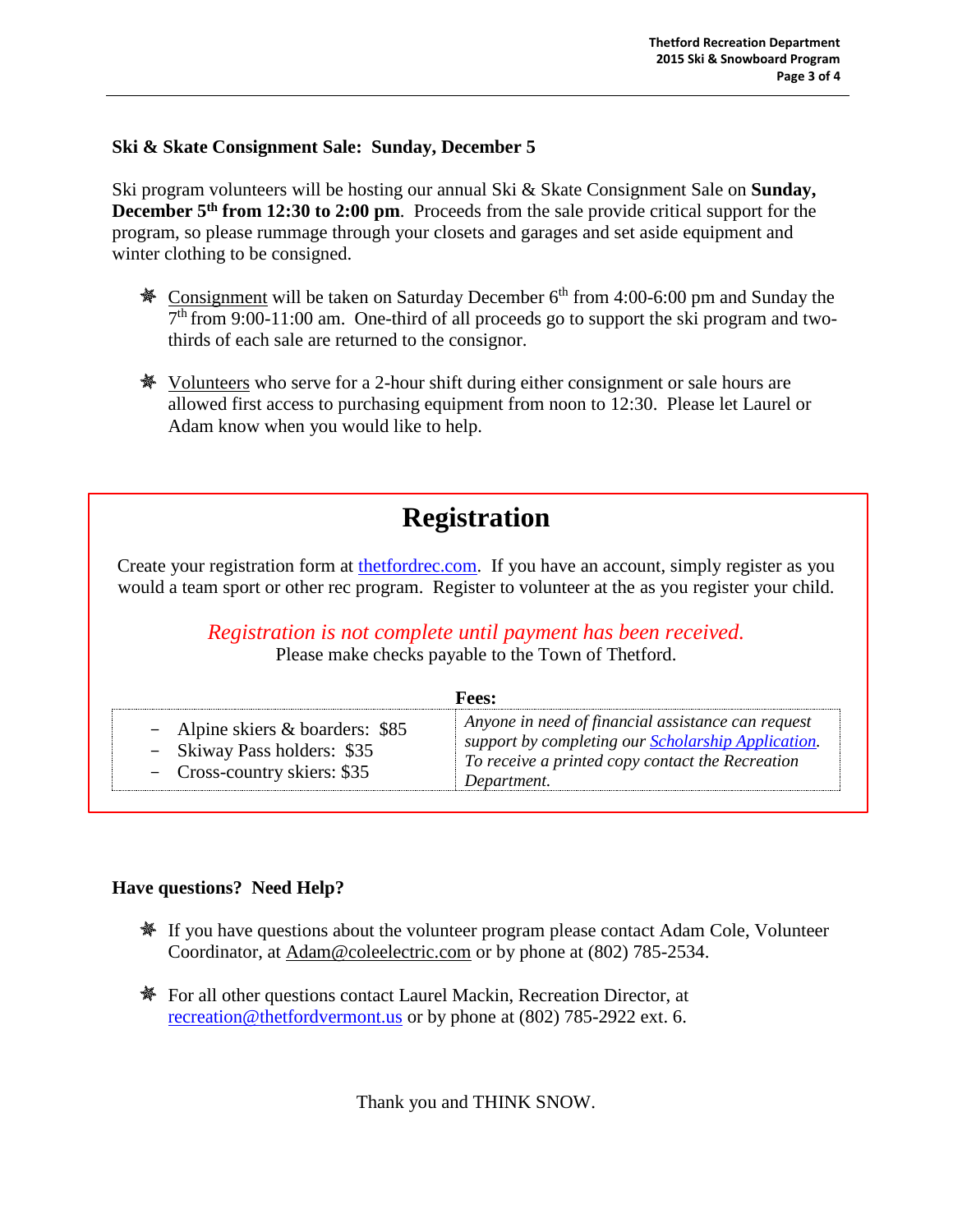### Ski & Skate Consignment Sale: Sunday, December 5

Ski program volunteers will be hosting our annual Ski & Skate Consignment Sale on **Sunday, December 5th from 12:30 to 2:00 pm**. Proceeds from the sale provide critical support for the program, so please rummage through your closets and garages and set aside equipment and winter clothing to be consigned.

- Consignment will be taken on Saturday December 6th from 4:00-6:00 pm and Sunday the 7th from 9:00-11:00 am. One-third of all proceeds go to support the ski program and two-thirds of each sale are returned to the consignor.
- Volunteers who serve for a 2-hour shift during either consignment or sale hours are allowed first access to purchasing equipment from noon to 12:30. Please let Laurel or Adam know when you would like to help.

## Registration

Create your registration form at thetfordrec.com. If you have an account, simply register as you would a team sport or other rec program. Register to volunteer at the as you register your child.

*Registration is not complete until payment has been received.*
Please make checks payable to the Town of Thetford.

**Fees:**

| | |
|---|---|
| – Alpine skiers & boarders: $85<br>– Skiway Pass holders: $35<br>– Cross-country skiers: $35 | *Anyone in need of financial assistance can request support by completing our Scholarship Application. To receive a printed copy contact the Recreation Department.* |

### Have questions? Need Help?

- If you have questions about the volunteer program please contact Adam Cole, Volunteer Coordinator, at Adam@coleelectric.com or by phone at (802) 785-2534.
- For all other questions contact Laurel Mackin, Recreation Director, at recreation@thetfordvermont.us or by phone at (802) 785-2922 ext. 6.

Thank you and THINK SNOW.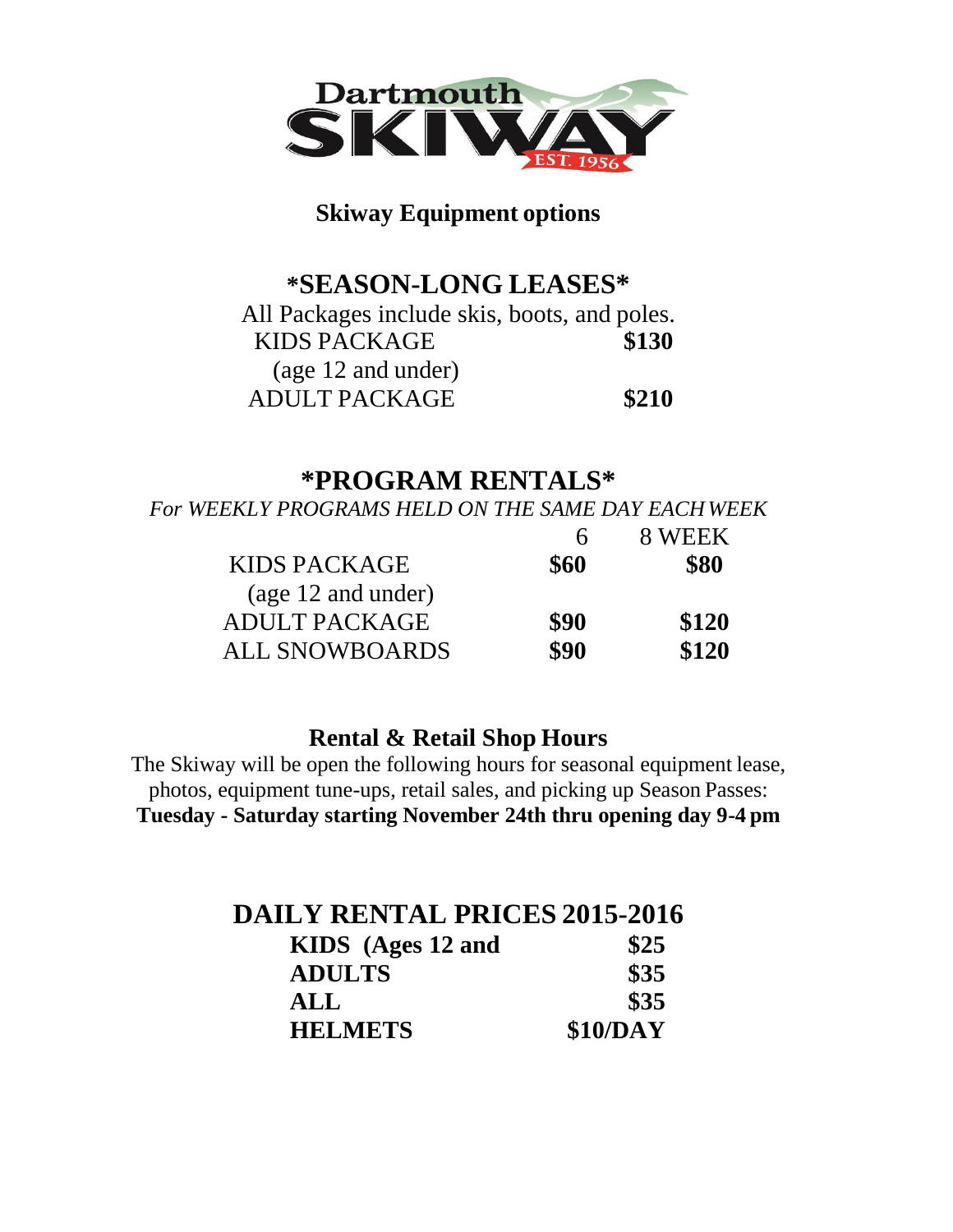Dartmouth SKIWAY EST. 1956

## Skiway Equipment options

## *SEASON-LONG LEASES*

All Packages include skis, boots, and poles.

| | |
|---|---|
| KIDS PACKAGE (age 12 and under) | **$130** |
| ADULT PACKAGE | **$210** |

## *PROGRAM RENTALS*

*For WEEKLY PROGRAMS HELD ON THE SAME DAY EACH WEEK*

| | 6 | 8 WEEK |
|---|---|---|
| KIDS PACKAGE (age 12 and under) | **$60** | **$80** |
| ADULT PACKAGE | **$90** | **$120** |
| ALL SNOWBOARDS | **$90** | **$120** |

### Rental & Retail Shop Hours

The Skiway will be open the following hours for seasonal equipment lease, photos, equipment tune-ups, retail sales, and picking up Season Passes:
**Tuesday - Saturday starting November 24th thru opening day 9-4 pm**

## DAILY RENTAL PRICES 2015-2016

| | |
|---|---|
| **KIDS (Ages 12 and** | **$25** |
| **ADULTS** | **$35** |
| **ALL** | **$35** |
| **HELMETS** | **$10/DAY** |